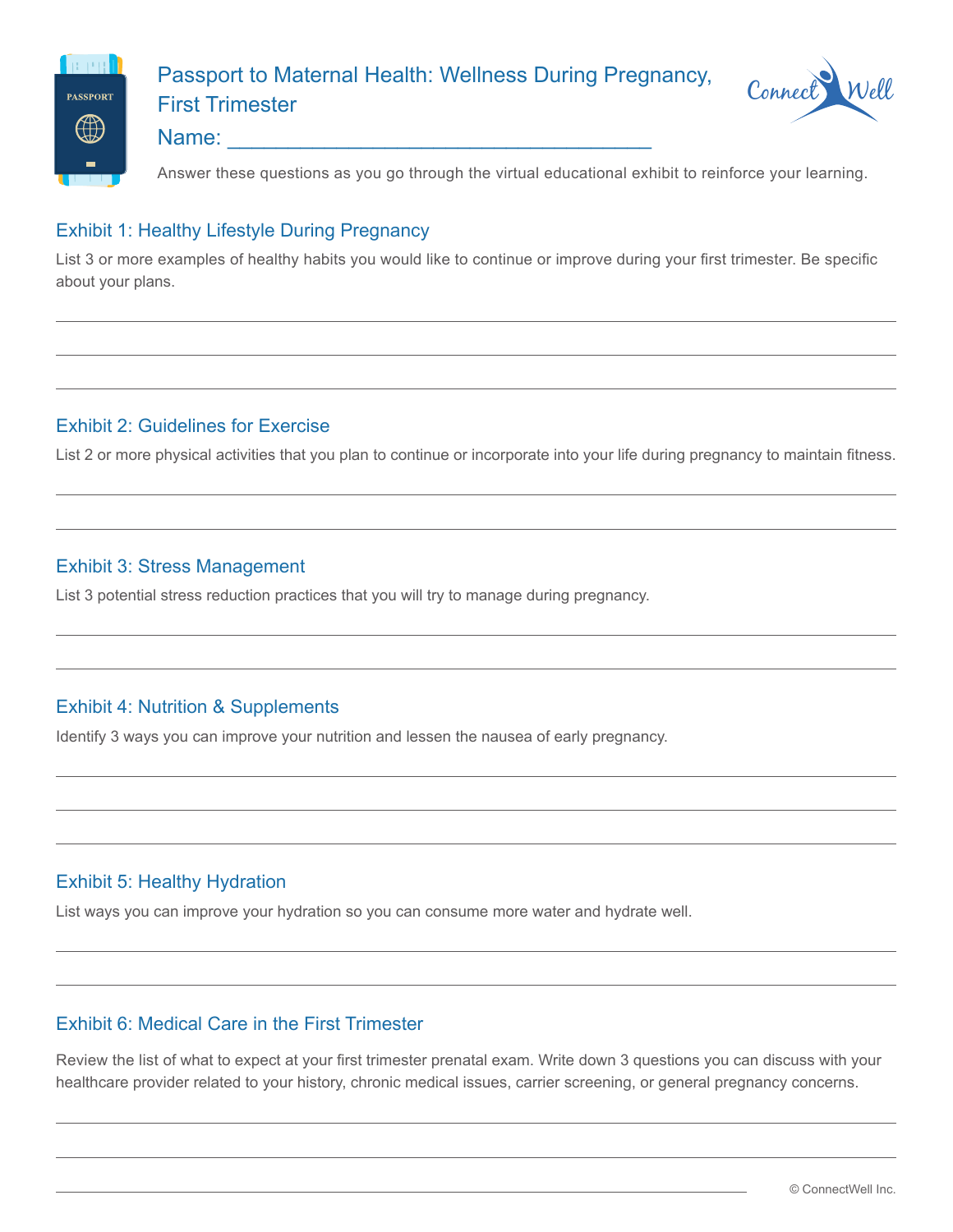# Passport to Maternal Health: Wellness During Pregnancy, First Trimester

Name: ___________________________________

Answer these questions as you go through the virtual educational exhibit to reinforce your learning.

## Exhibit 1: Healthy Lifestyle During Pregnancy

List 3 or more examples of healthy habits you would like to continue or improve during your first trimester. Be specific about your plans.

## Exhibit 2: Guidelines for Exercise

List 2 or more physical activities that you plan to continue or incorporate into your life during pregnancy to maintain fitness.

## Exhibit 3: Stress Management

List 3 potential stress reduction practices that you will try to manage during pregnancy.

## Exhibit 4: Nutrition & Supplements

Identify 3 ways you can improve your nutrition and lessen the nausea of early pregnancy.

## Exhibit 5: Healthy Hydration

List ways you can improve your hydration so you can consume more water and hydrate well.

## Exhibit 6: Medical Care in the First Trimester

Review the list of what to expect at your first trimester prenatal exam. Write down 3 questions you can discuss with your healthcare provider related to your history, chronic medical issues, carrier screening, or general pregnancy concerns.

© ConnectWell Inc.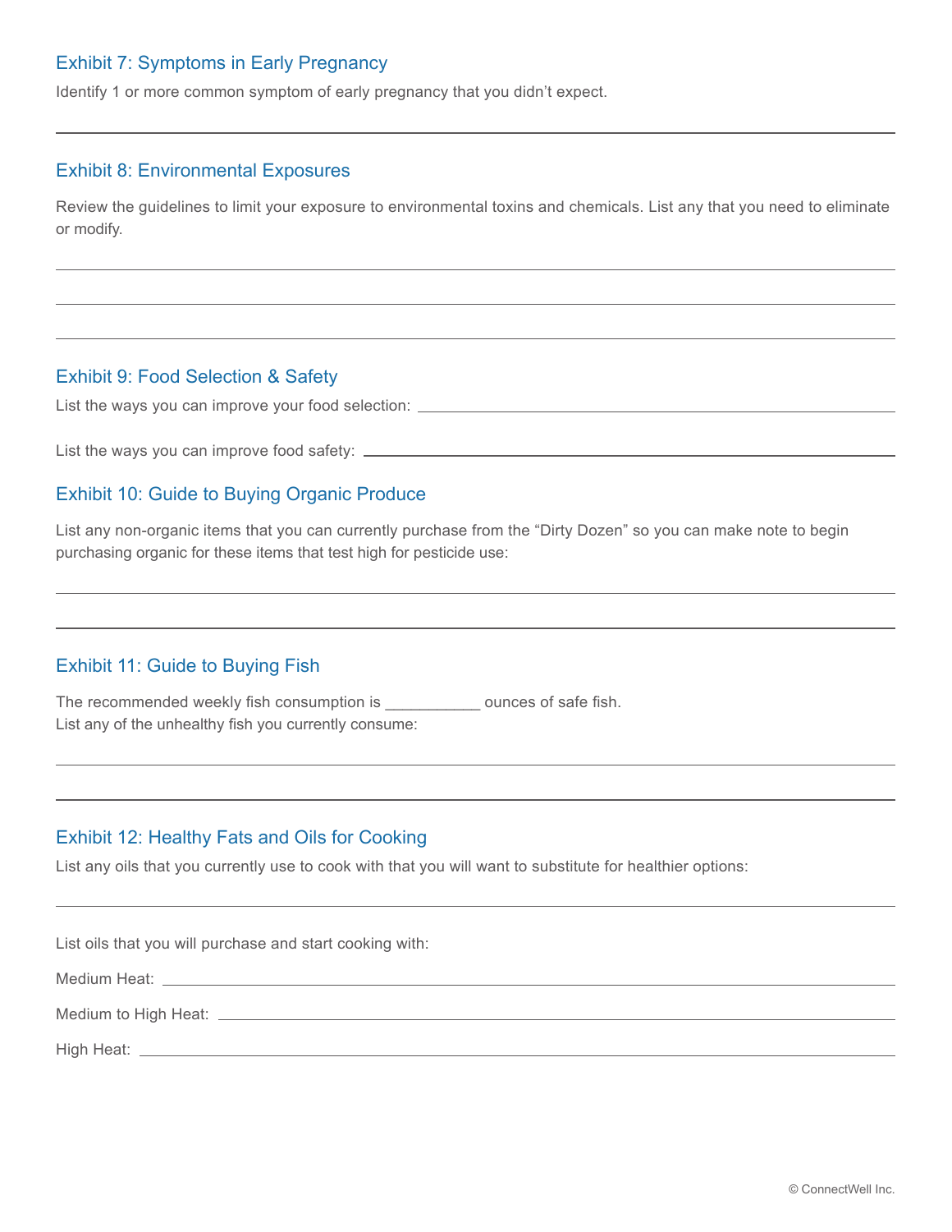### Exhibit 7: Symptoms in Early Pregnancy

Identify 1 or more common symptom of early pregnancy that you didn't expect.

### Exhibit 8: Environmental Exposures

Review the guidelines to limit your exposure to environmental toxins and chemicals. List any that you need to eliminate or modify.

### Exhibit 9: Food Selection & Safety

List the ways you can improve your food selection:

List the ways you can improve food safety:

### Exhibit 10: Guide to Buying Organic Produce

List any non-organic items that you can currently purchase from the "Dirty Dozen" so you can make note to begin purchasing organic for these items that test high for pesticide use:

### Exhibit 11: Guide to Buying Fish

The recommended weekly fish consumption is ___________ ounces of safe fish.
List any of the unhealthy fish you currently consume:

### Exhibit 12: Healthy Fats and Oils for Cooking

List any oils that you currently use to cook with that you will want to substitute for healthier options:

List oils that you will purchase and start cooking with:

Medium Heat:

Medium to High Heat:

High Heat:

© ConnectWell Inc.